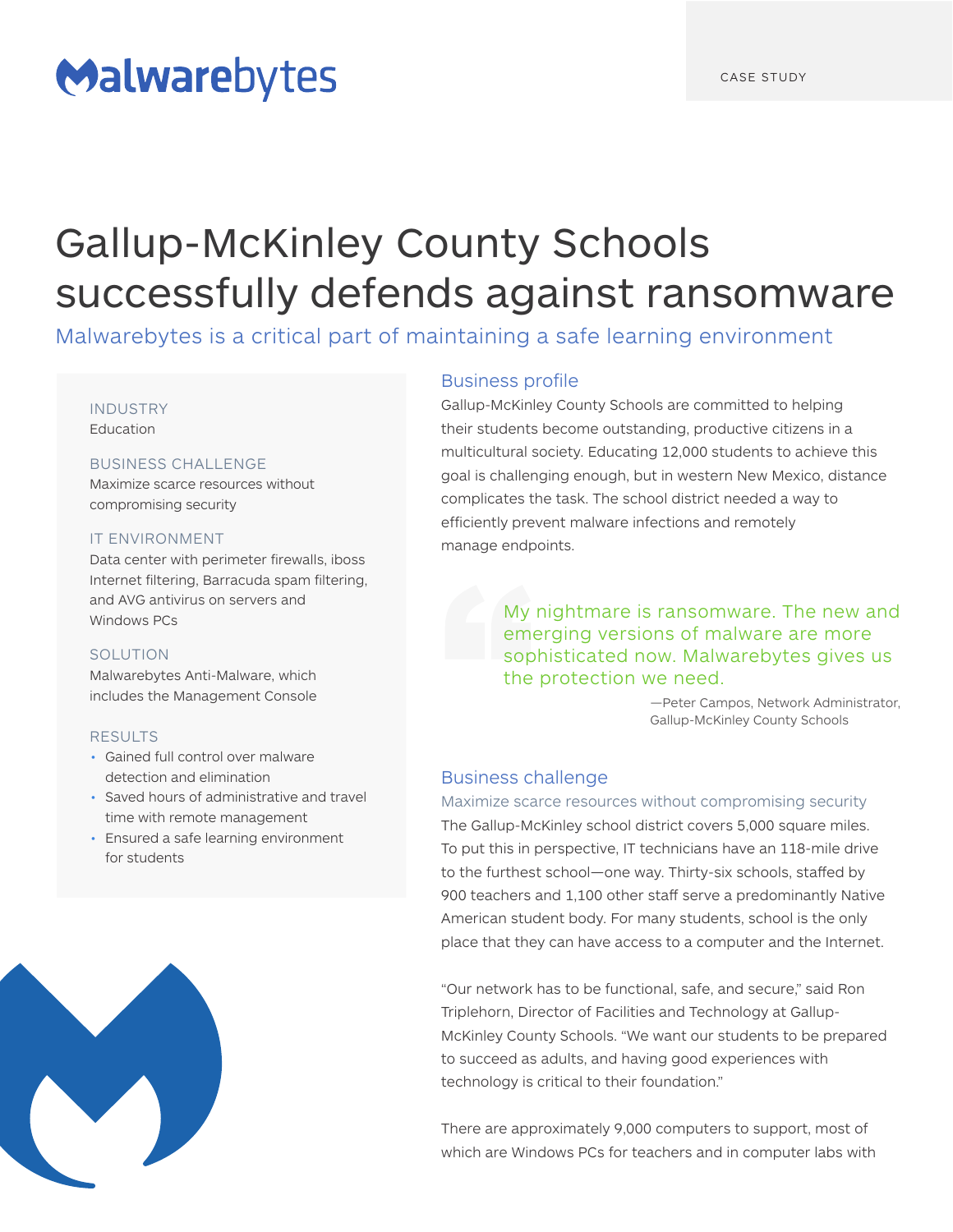Malwarebytes

CASE STUDY

# Gallup-McKinley County Schools successfully defends against ransomware

## Malwarebytes is a critical part of maintaining a safe learning environment

**INDUSTRY**
Education

**BUSINESS CHALLENGE**
Maximize scarce resources without compromising security

**IT ENVIRONMENT**
Data center with perimeter firewalls, iboss Internet filtering, Barracuda spam filtering, and AVG antivirus on servers and Windows PCs

**SOLUTION**
Malwarebytes Anti-Malware, which includes the Management Console

**RESULTS**

- Gained full control over malware detection and elimination
- Saved hours of administrative and travel time with remote management
- Ensured a safe learning environment for students

### Business profile

Gallup-McKinley County Schools are committed to helping their students become outstanding, productive citizens in a multicultural society. Educating 12,000 students to achieve this goal is challenging enough, but in western New Mexico, distance complicates the task. The school district needed a way to efficiently prevent malware infections and remotely manage endpoints.

> My nightmare is ransomware. The new and emerging versions of malware are more sophisticated now. Malwarebytes gives us the protection we need.
>
> —Peter Campos, Network Administrator, Gallup-McKinley County Schools

### Business challenge

#### Maximize scarce resources without compromising security

The Gallup-McKinley school district covers 5,000 square miles. To put this in perspective, IT technicians have an 118-mile drive to the furthest school—one way. Thirty-six schools, staffed by 900 teachers and 1,100 other staff serve a predominantly Native American student body. For many students, school is the only place that they can have access to a computer and the Internet.

"Our network has to be functional, safe, and secure," said Ron Triplehorn, Director of Facilities and Technology at Gallup-McKinley County Schools. "We want our students to be prepared to succeed as adults, and having good experiences with technology is critical to their foundation."

There are approximately 9,000 computers to support, most of which are Windows PCs for teachers and in computer labs with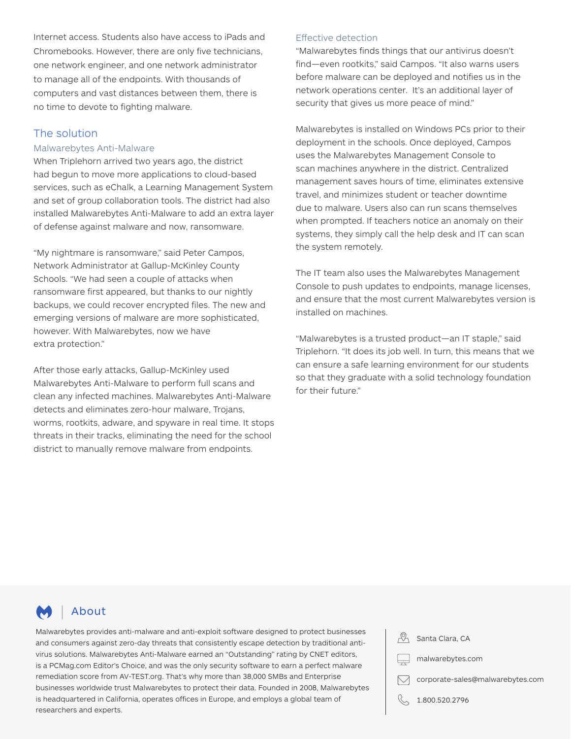Internet access. Students also have access to iPads and Chromebooks. However, there are only five technicians, one network engineer, and one network administrator to manage all of the endpoints. With thousands of computers and vast distances between them, there is no time to devote to fighting malware.

## The solution

### Malwarebytes Anti-Malware

When Triplehorn arrived two years ago, the district had begun to move more applications to cloud-based services, such as eChalk, a Learning Management System and set of group collaboration tools. The district had also installed Malwarebytes Anti-Malware to add an extra layer of defense against malware and now, ransomware.

"My nightmare is ransomware," said Peter Campos, Network Administrator at Gallup-McKinley County Schools. "We had seen a couple of attacks when ransomware first appeared, but thanks to our nightly backups, we could recover encrypted files. The new and emerging versions of malware are more sophisticated, however. With Malwarebytes, now we have extra protection."

After those early attacks, Gallup-McKinley used Malwarebytes Anti-Malware to perform full scans and clean any infected machines. Malwarebytes Anti-Malware detects and eliminates zero-hour malware, Trojans, worms, rootkits, adware, and spyware in real time. It stops threats in their tracks, eliminating the need for the school district to manually remove malware from endpoints.

### Effective detection

"Malwarebytes finds things that our antivirus doesn't find—even rootkits," said Campos. "It also warns users before malware can be deployed and notifies us in the network operations center. It's an additional layer of security that gives us more peace of mind."

Malwarebytes is installed on Windows PCs prior to their deployment in the schools. Once deployed, Campos uses the Malwarebytes Management Console to scan machines anywhere in the district. Centralized management saves hours of time, eliminates extensive travel, and minimizes student or teacher downtime due to malware. Users also can run scans themselves when prompted. If teachers notice an anomaly on their systems, they simply call the help desk and IT can scan the system remotely.

The IT team also uses the Malwarebytes Management Console to push updates to endpoints, manage licenses, and ensure that the most current Malwarebytes version is installed on machines.

"Malwarebytes is a trusted product—an IT staple," said Triplehorn. "It does its job well. In turn, this means that we can ensure a safe learning environment for our students so that they graduate with a solid technology foundation for their future."

## About

Malwarebytes provides anti-malware and anti-exploit software designed to protect businesses and consumers against zero-day threats that consistently escape detection by traditional anti-virus solutions. Malwarebytes Anti-Malware earned an "Outstanding" rating by CNET editors, is a PCMag.com Editor's Choice, and was the only security software to earn a perfect malware remediation score from AV-TEST.org. That's why more than 38,000 SMBs and Enterprise businesses worldwide trust Malwarebytes to protect their data. Founded in 2008, Malwarebytes is headquartered in California, operates offices in Europe, and employs a global team of researchers and experts.

Santa Clara, CA

malwarebytes.com

corporate-sales@malwarebytes.com

1.800.520.2796